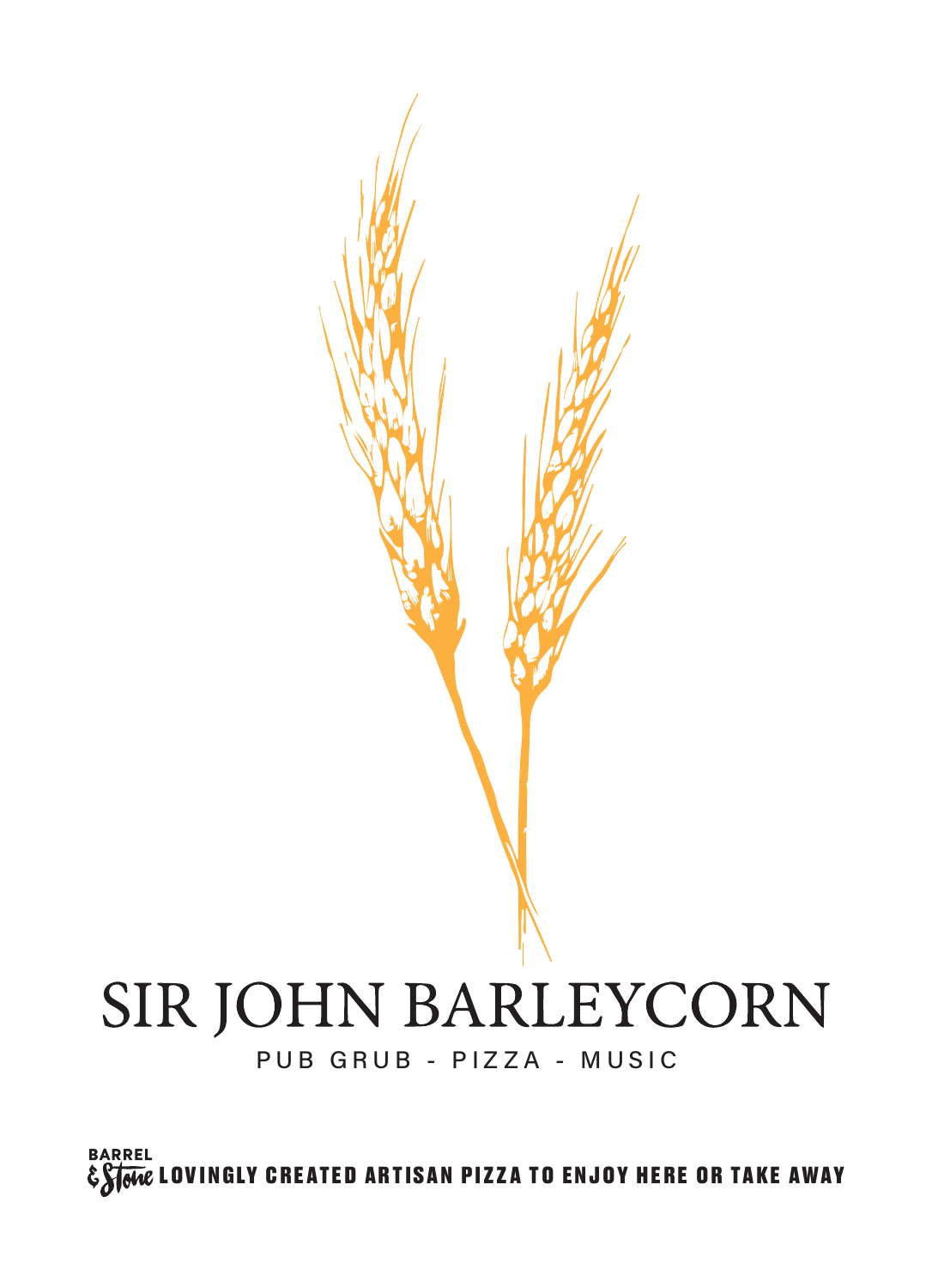# SIR JOHN BARLEYCORN

PUB GRUB - PIZZA - MUSIC

BARREL & Stone LOVINGLY CREATED ARTISAN PIZZA TO ENJOY HERE OR TAKE AWAY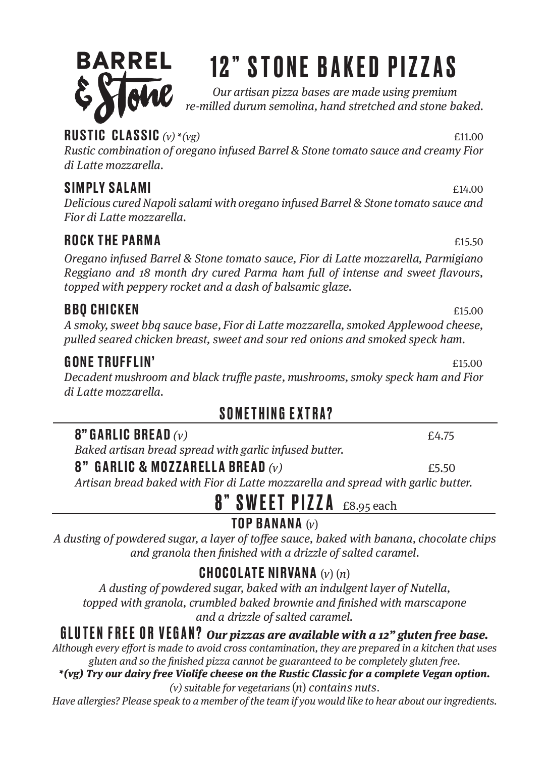BARREL & Stone

# 12" STONE BAKED PIZZAS

*Our artisan pizza bases are made using premium re-milled durum semolina, hand stretched and stone baked.*

### RUSTIC CLASSIC *(v) *(vg)* £11.00

*Rustic combination of oregano infused Barrel & Stone tomato sauce and creamy Fior di Latte mozzarella.*

### SIMPLY SALAMI £14.00

*Delicious cured Napoli salami with oregano infused Barrel & Stone tomato sauce and Fior di Latte mozzarella.*

### ROCK THE PARMA £15.50

*Oregano infused Barrel & Stone tomato sauce, Fior di Latte mozzarella, Parmigiano Reggiano and 18 month dry cured Parma ham full of intense and sweet flavours, topped with peppery rocket and a dash of balsamic glaze.*

### BBQ CHICKEN £15.00

*A smoky, sweet bbq sauce base, Fior di Latte mozzarella, smoked Applewood cheese, pulled seared chicken breast, sweet and sour red onions and smoked speck ham.*

### GONE TRUFFLIN' £15.00

*Decadent mushroom and black truffle paste, mushrooms, smoky speck ham and Fior di Latte mozzarella.*

## SOMETHING EXTRA?

### 8" GARLIC BREAD *(v)* £4.75

*Baked artisan bread spread with garlic infused butter.*

### 8" GARLIC & MOZZARELLA BREAD *(v)* £5.50

*Artisan bread baked with Fior di Latte mozzarella and spread with garlic butter.*

## 8" SWEET PIZZA £8.95 each

### TOP BANANA (v)

*A dusting of powdered sugar, a layer of toffee sauce, baked with banana, chocolate chips and granola then finished with a drizzle of salted caramel.*

### CHOCOLATE NIRVANA (v) (n)

*A dusting of powdered sugar, baked with an indulgent layer of Nutella, topped with granola, crumbled baked brownie and finished with marscapone and a drizzle of salted caramel.*

## GLUTEN FREE OR VEGAN? ***Our pizzas are available with a 12" gluten free base.***

*Although every effort is made to avoid cross contamination, they are prepared in a kitchen that uses gluten and so the finished pizza cannot be guaranteed to be completely gluten free.*

***(vg) Try our dairy free Violife cheese on the Rustic Classic for a complete Vegan option.***

*(v) suitable for vegetarians (n) contains nuts.*

*Have allergies? Please speak to a member of the team if you would like to hear about our ingredients.*